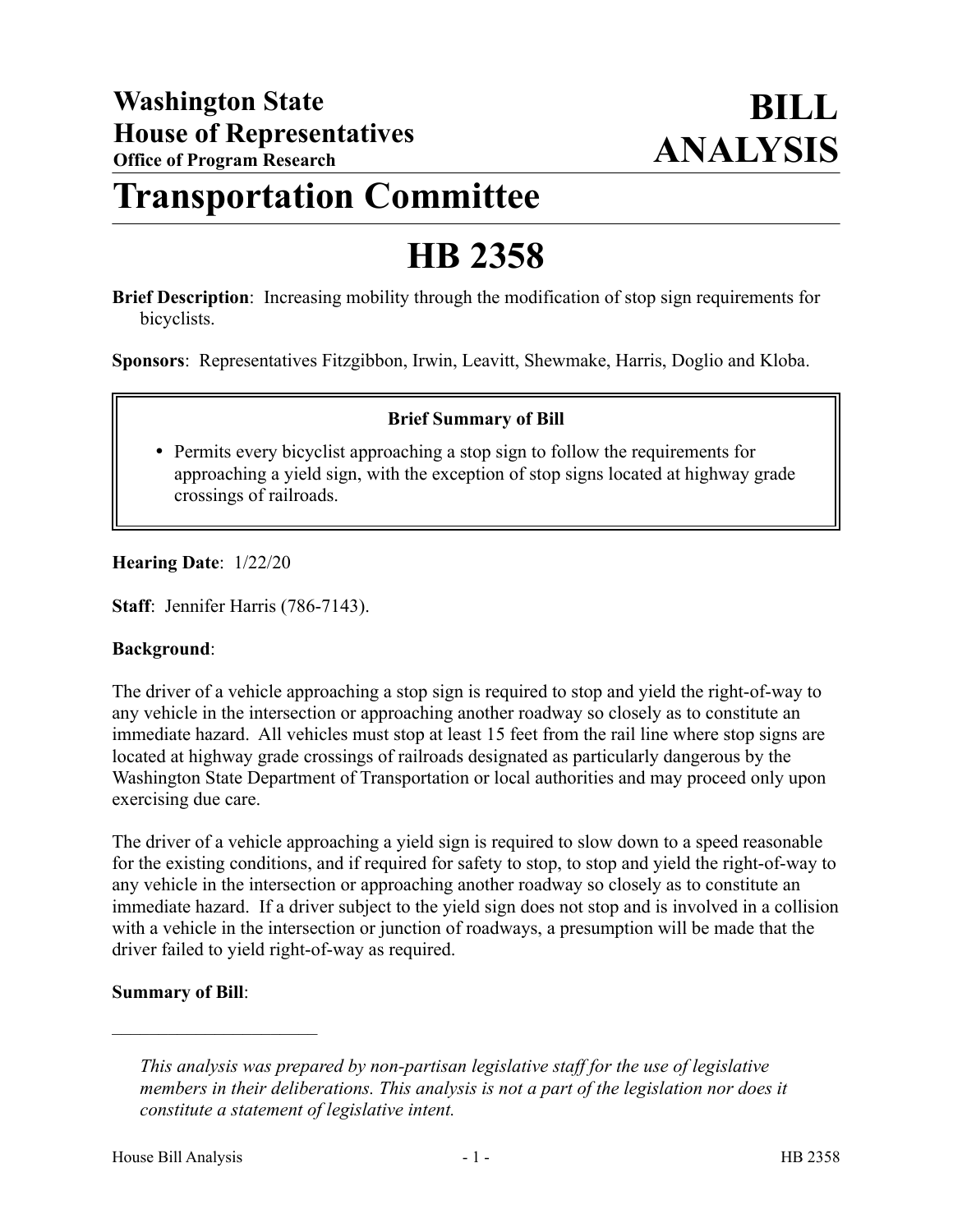**Washington State House of Representatives**
**Office of Program Research**

# BILL ANALYSIS

# Transportation Committee

# HB 2358

**Brief Description**: Increasing mobility through the modification of stop sign requirements for bicyclists.

**Sponsors**: Representatives Fitzgibbon, Irwin, Leavitt, Shewmake, Harris, Doglio and Kloba.

> **Brief Summary of Bill**
>
> - Permits every bicyclist approaching a stop sign to follow the requirements for approaching a yield sign, with the exception of stop signs located at highway grade crossings of railroads.

**Hearing Date**: 1/22/20

**Staff**: Jennifer Harris (786-7143).

**Background**:

The driver of a vehicle approaching a stop sign is required to stop and yield the right-of-way to any vehicle in the intersection or approaching another roadway so closely as to constitute an immediate hazard. All vehicles must stop at least 15 feet from the rail line where stop signs are located at highway grade crossings of railroads designated as particularly dangerous by the Washington State Department of Transportation or local authorities and may proceed only upon exercising due care.

The driver of a vehicle approaching a yield sign is required to slow down to a speed reasonable for the existing conditions, and if required for safety to stop, to stop and yield the right-of-way to any vehicle in the intersection or approaching another roadway so closely as to constitute an immediate hazard. If a driver subject to the yield sign does not stop and is involved in a collision with a vehicle in the intersection or junction of roadways, a presumption will be made that the driver failed to yield right-of-way as required.

**Summary of Bill**:

---

*This analysis was prepared by non-partisan legislative staff for the use of legislative members in their deliberations. This analysis is not a part of the legislation nor does it constitute a statement of legislative intent.*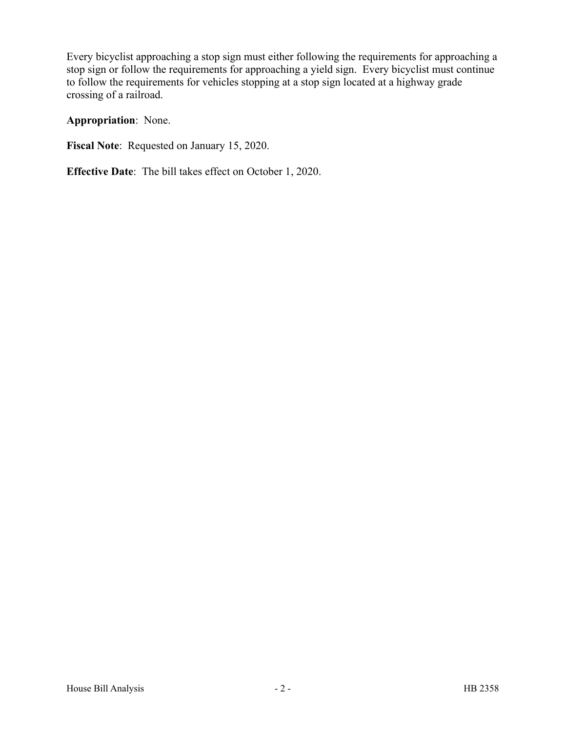Every bicyclist approaching a stop sign must either following the requirements for approaching a stop sign or follow the requirements for approaching a yield sign. Every bicyclist must continue to follow the requirements for vehicles stopping at a stop sign located at a highway grade crossing of a railroad.

**Appropriation**: None.

**Fiscal Note**: Requested on January 15, 2020.

**Effective Date**: The bill takes effect on October 1, 2020.